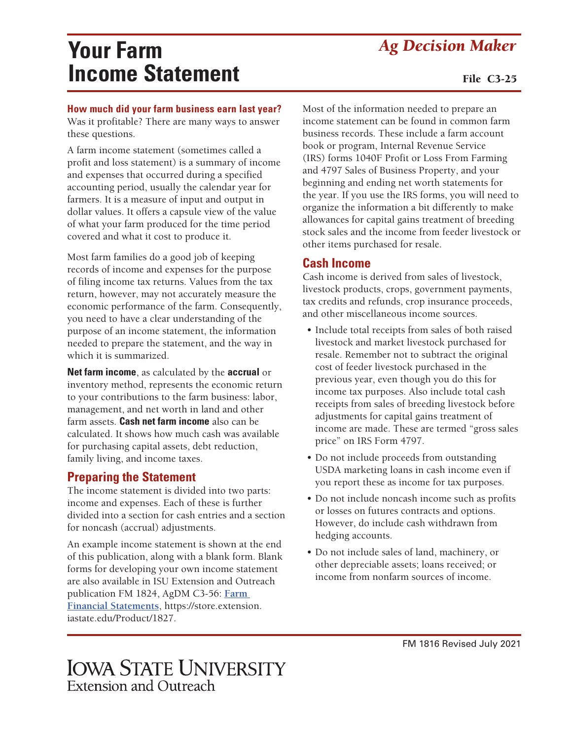# Your Farm Income Statement

*Ag Decision Maker*

File C3-25

**How much did your farm business earn last year?**
Was it profitable? There are many ways to answer these questions.

A farm income statement (sometimes called a profit and loss statement) is a summary of income and expenses that occurred during a specified accounting period, usually the calendar year for farmers. It is a measure of input and output in dollar values. It offers a capsule view of the value of what your farm produced for the time period covered and what it cost to produce it.

Most farm families do a good job of keeping records of income and expenses for the purpose of filing income tax returns. Values from the tax return, however, may not accurately measure the economic performance of the farm. Consequently, you need to have a clear understanding of the purpose of an income statement, the information needed to prepare the statement, and the way in which it is summarized.

**Net farm income**, as calculated by the **accrual** or inventory method, represents the economic return to your contributions to the farm business: labor, management, and net worth in land and other farm assets. **Cash net farm income** also can be calculated. It shows how much cash was available for purchasing capital assets, debt reduction, family living, and income taxes.

## Preparing the Statement

The income statement is divided into two parts: income and expenses. Each of these is further divided into a section for cash entries and a section for noncash (accrual) adjustments.

An example income statement is shown at the end of this publication, along with a blank form. Blank forms for developing your own income statement are also available in ISU Extension and Outreach publication FM 1824, AgDM C3-56: [Farm Financial Statements](https://store.extension.iastate.edu/Product/1827), https://store.extension.iastate.edu/Product/1827.

Most of the information needed to prepare an income statement can be found in common farm business records. These include a farm account book or program, Internal Revenue Service (IRS) forms 1040F Profit or Loss From Farming and 4797 Sales of Business Property, and your beginning and ending net worth statements for the year. If you use the IRS forms, you will need to organize the information a bit differently to make allowances for capital gains treatment of breeding stock sales and the income from feeder livestock or other items purchased for resale.

## Cash Income

Cash income is derived from sales of livestock, livestock products, crops, government payments, tax credits and refunds, crop insurance proceeds, and other miscellaneous income sources.

- Include total receipts from sales of both raised livestock and market livestock purchased for resale. Remember not to subtract the original cost of feeder livestock purchased in the previous year, even though you do this for income tax purposes. Also include total cash receipts from sales of breeding livestock before adjustments for capital gains treatment of income are made. These are termed "gross sales price" on IRS Form 4797.
- Do not include proceeds from outstanding USDA marketing loans in cash income even if you report these as income for tax purposes.
- Do not include noncash income such as profits or losses on futures contracts and options. However, do include cash withdrawn from hedging accounts.
- Do not include sales of land, machinery, or other depreciable assets; loans received; or income from nonfarm sources of income.

FM 1816 Revised July 2021

Iowa State University Extension and Outreach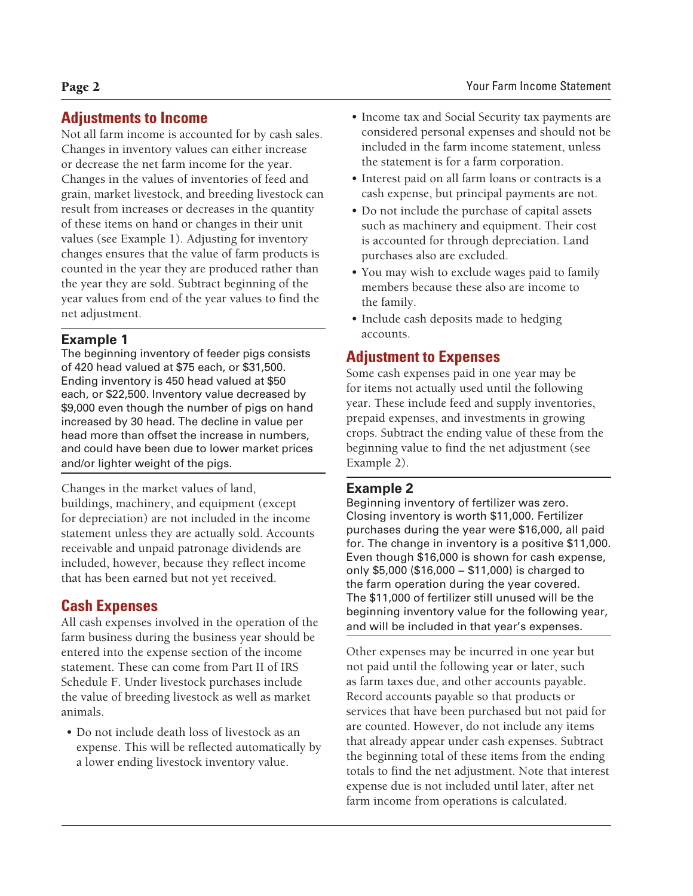## Adjustments to Income

Not all farm income is accounted for by cash sales. Changes in inventory values can either increase or decrease the net farm income for the year. Changes in the values of inventories of feed and grain, market livestock, and breeding livestock can result from increases or decreases in the quantity of these items on hand or changes in their unit values (see Example 1). Adjusting for inventory changes ensures that the value of farm products is counted in the year they are produced rather than the year they are sold. Subtract beginning of the year values from end of the year values to find the net adjustment.

### Example 1

The beginning inventory of feeder pigs consists of 420 head valued at $75 each, or $31,500. Ending inventory is 450 head valued at $50 each, or $22,500. Inventory value decreased by $9,000 even though the number of pigs on hand increased by 30 head. The decline in value per head more than offset the increase in numbers, and could have been due to lower market prices and/or lighter weight of the pigs.

Changes in the market values of land, buildings, machinery, and equipment (except for depreciation) are not included in the income statement unless they are actually sold. Accounts receivable and unpaid patronage dividends are included, however, because they reflect income that has been earned but not yet received.

## Cash Expenses

All cash expenses involved in the operation of the farm business during the business year should be entered into the expense section of the income statement. These can come from Part II of IRS Schedule F. Under livestock purchases include the value of breeding livestock as well as market animals.

- Do not include death loss of livestock as an expense. This will be reflected automatically by a lower ending livestock inventory value.
- Income tax and Social Security tax payments are considered personal expenses and should not be included in the farm income statement, unless the statement is for a farm corporation.
- Interest paid on all farm loans or contracts is a cash expense, but principal payments are not.
- Do not include the purchase of capital assets such as machinery and equipment. Their cost is accounted for through depreciation. Land purchases also are excluded.
- You may wish to exclude wages paid to family members because these also are income to the family.
- Include cash deposits made to hedging accounts.

## Adjustment to Expenses

Some cash expenses paid in one year may be for items not actually used until the following year. These include feed and supply inventories, prepaid expenses, and investments in growing crops. Subtract the ending value of these from the beginning value to find the net adjustment (see Example 2).

### Example 2

Beginning inventory of fertilizer was zero. Closing inventory is worth $11,000. Fertilizer purchases during the year were $16,000, all paid for. The change in inventory is a positive $11,000. Even though $16,000 is shown for cash expense, only $5,000 ($16,000 – $11,000) is charged to the farm operation during the year covered. The $11,000 of fertilizer still unused will be the beginning inventory value for the following year, and will be included in that year's expenses.

Other expenses may be incurred in one year but not paid until the following year or later, such as farm taxes due, and other accounts payable. Record accounts payable so that products or services that have been purchased but not paid for are counted. However, do not include any items that already appear under cash expenses. Subtract the beginning total of these items from the ending totals to find the net adjustment. Note that interest expense due is not included until later, after net farm income from operations is calculated.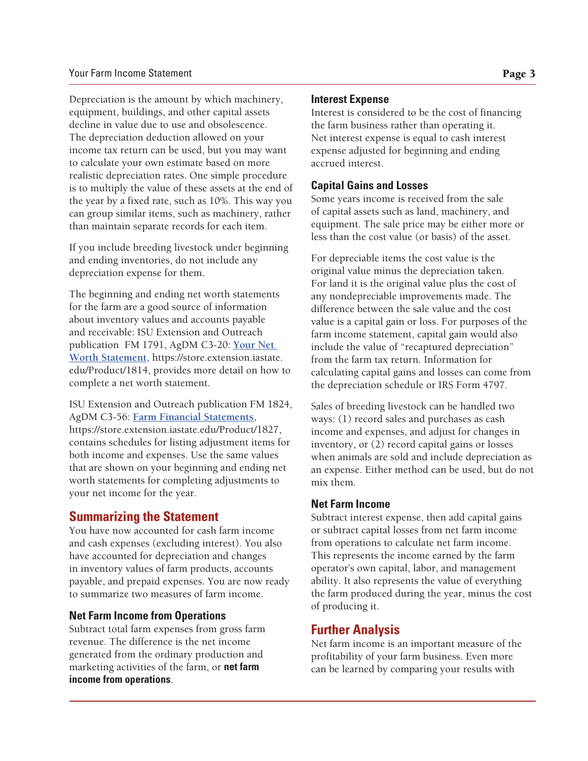Depreciation is the amount by which machinery, equipment, buildings, and other capital assets decline in value due to use and obsolescence. The depreciation deduction allowed on your income tax return can be used, but you may want to calculate your own estimate based on more realistic depreciation rates. One simple procedure is to multiply the value of these assets at the end of the year by a fixed rate, such as 10%. This way you can group similar items, such as machinery, rather than maintain separate records for each item.

If you include breeding livestock under beginning and ending inventories, do not include any depreciation expense for them.

The beginning and ending net worth statements for the farm are a good source of information about inventory values and accounts payable and receivable: ISU Extension and Outreach publication FM 1791, AgDM C3-20: [Your Net Worth Statement](https://store.extension.iastate.edu/Product/1814), https://store.extension.iastate.edu/Product/1814, provides more detail on how to complete a net worth statement.

ISU Extension and Outreach publication FM 1824, AgDM C3-56: [Farm Financial Statements](https://store.extension.iastate.edu/Product/1827), https://store.extension.iastate.edu/Product/1827, contains schedules for listing adjustment items for both income and expenses. Use the same values that are shown on your beginning and ending net worth statements for completing adjustments to your net income for the year.

## Summarizing the Statement

You have now accounted for cash farm income and cash expenses (excluding interest). You also have accounted for depreciation and changes in inventory values of farm products, accounts payable, and prepaid expenses. You are now ready to summarize two measures of farm income.

### Net Farm Income from Operations

Subtract total farm expenses from gross farm revenue. The difference is the net income generated from the ordinary production and marketing activities of the farm, or **net farm income from operations**.

### Interest Expense

Interest is considered to be the cost of financing the farm business rather than operating it. Net interest expense is equal to cash interest expense adjusted for beginning and ending accrued interest.

### Capital Gains and Losses

Some years income is received from the sale of capital assets such as land, machinery, and equipment. The sale price may be either more or less than the cost value (or basis) of the asset.

For depreciable items the cost value is the original value minus the depreciation taken. For land it is the original value plus the cost of any nondepreciable improvements made. The difference between the sale value and the cost value is a capital gain or loss. For purposes of the farm income statement, capital gain would also include the value of "recaptured depreciation" from the farm tax return. Information for calculating capital gains and losses can come from the depreciation schedule or IRS Form 4797.

Sales of breeding livestock can be handled two ways: (1) record sales and purchases as cash income and expenses, and adjust for changes in inventory, or (2) record capital gains or losses when animals are sold and include depreciation as an expense. Either method can be used, but do not mix them.

### Net Farm Income

Subtract interest expense, then add capital gains or subtract capital losses from net farm income from operations to calculate net farm income. This represents the income earned by the farm operator's own capital, labor, and management ability. It also represents the value of everything the farm produced during the year, minus the cost of producing it.

## Further Analysis

Net farm income is an important measure of the profitability of your farm business. Even more can be learned by comparing your results with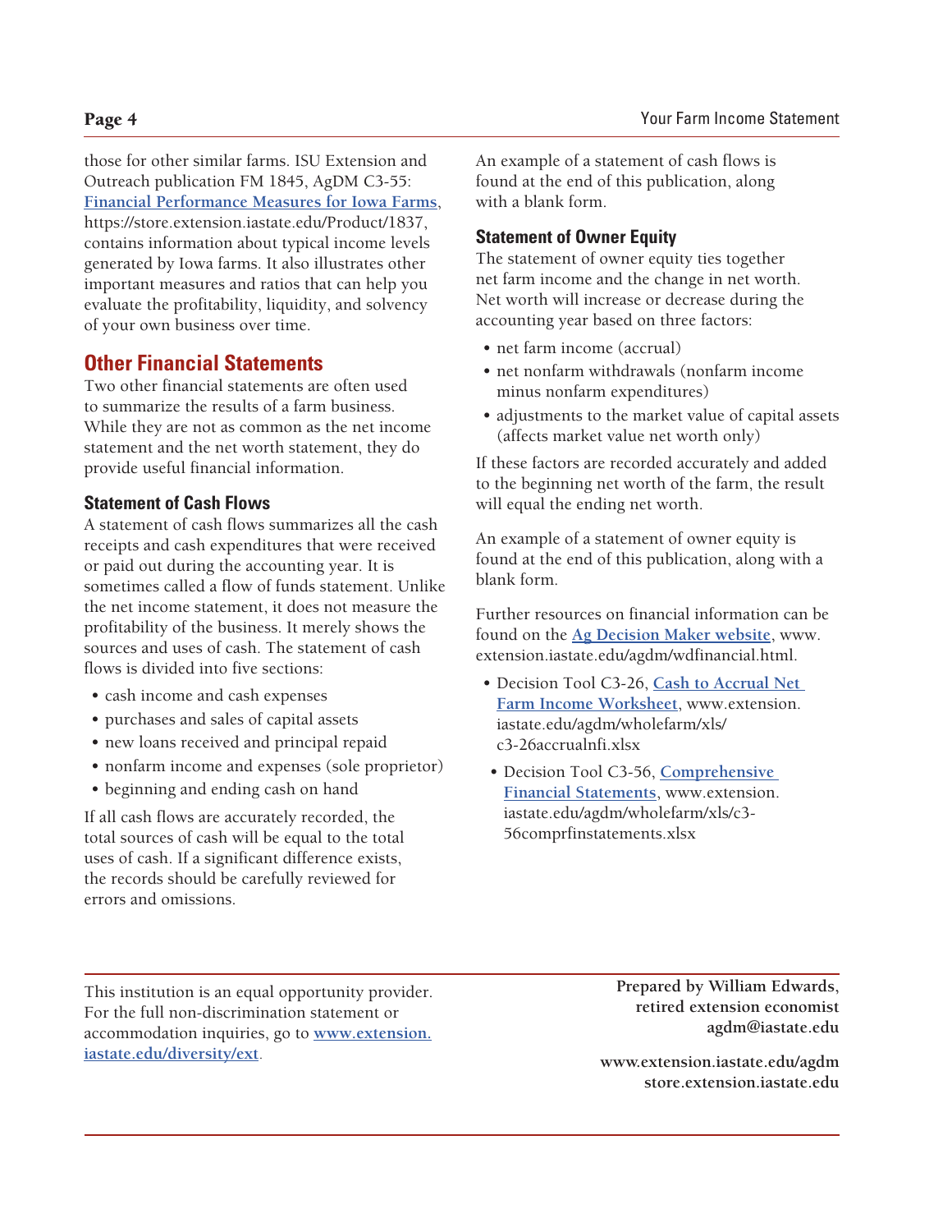those for other similar farms. ISU Extension and Outreach publication FM 1845, AgDM C3-55: **[Financial Performance Measures for Iowa Farms](https://store.extension.iastate.edu/Product/1837)**, https://store.extension.iastate.edu/Product/1837, contains information about typical income levels generated by Iowa farms. It also illustrates other important measures and ratios that can help you evaluate the profitability, liquidity, and solvency of your own business over time.

## Other Financial Statements

Two other financial statements are often used to summarize the results of a farm business. While they are not as common as the net income statement and the net worth statement, they do provide useful financial information.

### Statement of Cash Flows

A statement of cash flows summarizes all the cash receipts and cash expenditures that were received or paid out during the accounting year. It is sometimes called a flow of funds statement. Unlike the net income statement, it does not measure the profitability of the business. It merely shows the sources and uses of cash. The statement of cash flows is divided into five sections:

- cash income and cash expenses
- purchases and sales of capital assets
- new loans received and principal repaid
- nonfarm income and expenses (sole proprietor)
- beginning and ending cash on hand

If all cash flows are accurately recorded, the total sources of cash will be equal to the total uses of cash. If a significant difference exists, the records should be carefully reviewed for errors and omissions.

An example of a statement of cash flows is found at the end of this publication, along with a blank form.

### Statement of Owner Equity

The statement of owner equity ties together net farm income and the change in net worth. Net worth will increase or decrease during the accounting year based on three factors:

- net farm income (accrual)
- net nonfarm withdrawals (nonfarm income minus nonfarm expenditures)
- adjustments to the market value of capital assets (affects market value net worth only)

If these factors are recorded accurately and added to the beginning net worth of the farm, the result will equal the ending net worth.

An example of a statement of owner equity is found at the end of this publication, along with a blank form.

Further resources on financial information can be found on the **[Ag Decision Maker website](https://www.extension.iastate.edu/agdm/wdfinancial.html)**, www.extension.iastate.edu/agdm/wdfinancial.html.

- Decision Tool C3-26, **[Cash to Accrual Net Farm Income Worksheet](https://www.extension.iastate.edu/agdm/wholefarm/xls/c3-26accrualnfi.xlsx)**, www.extension.iastate.edu/agdm/wholefarm/xls/c3-26accrualnfi.xlsx
- Decision Tool C3-56, **[Comprehensive Financial Statements](https://www.extension.iastate.edu/agdm/wholefarm/xls/c3-56comprfinstatements.xlsx)**, www.extension.iastate.edu/agdm/wholefarm/xls/c3-56comprfinstatements.xlsx

---

This institution is an equal opportunity provider. For the full non-discrimination statement or accommodation inquiries, go to **[www.extension.iastate.edu/diversity/ext](https://www.extension.iastate.edu/diversity/ext)**.

**Prepared by William Edwards, retired extension economist agdm@iastate.edu**

**www.extension.iastate.edu/agdm**
**store.extension.iastate.edu**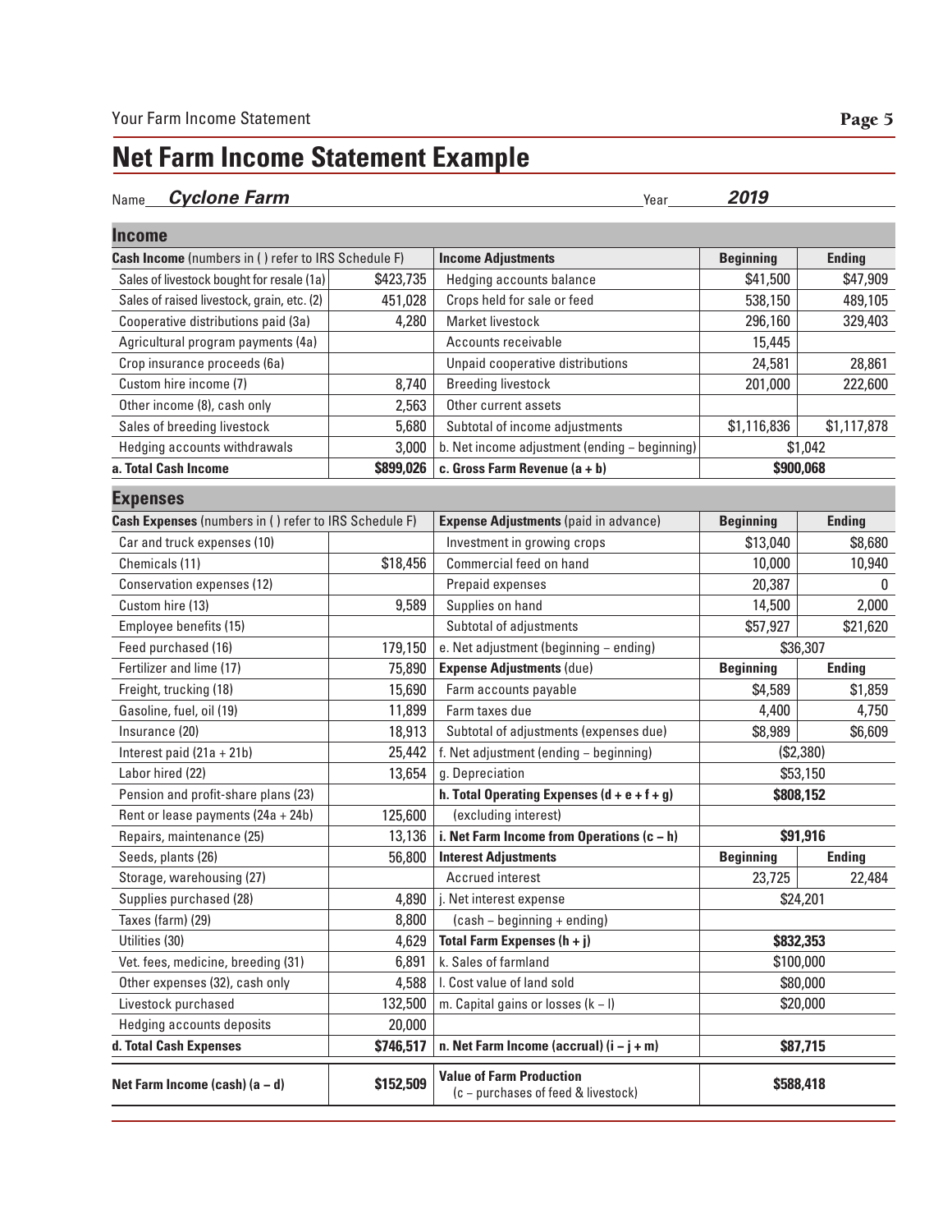# Net Farm Income Statement Example

Name ***Cyclone Farm*** Year ***2019***

## Income

| Cash Income (numbers in ( ) refer to IRS Schedule F) | | Income Adjustments | Beginning | Ending |
|---|---|---|---|---|
| Sales of livestock bought for resale (1a) | $423,735 | Hedging accounts balance | $41,500 | $47,909 |
| Sales of raised livestock, grain, etc. (2) | 451,028 | Crops held for sale or feed | 538,150 | 489,105 |
| Cooperative distributions paid (3a) | 4,280 | Market livestock | 296,160 | 329,403 |
| Agricultural program payments (4a) | | Accounts receivable | 15,445 | |
| Crop insurance proceeds (6a) | | Unpaid cooperative distributions | 24,581 | 28,861 |
| Custom hire income (7) | 8,740 | Breeding livestock | 201,000 | 222,600 |
| Other income (8), cash only | 2,563 | Other current assets | | |
| Sales of breeding livestock | 5,680 | Subtotal of income adjustments | $1,116,836 | $1,117,878 |
| Hedging accounts withdrawals | 3,000 | b. Net income adjustment (ending – beginning) | $1,042 | |
| **a. Total Cash Income** | **$899,026** | **c. Gross Farm Revenue (a + b)** | **$900,068** | |

## Expenses

| Cash Expenses (numbers in ( ) refer to IRS Schedule F) | | Expense Adjustments (paid in advance) | Beginning | Ending |
|---|---|---|---|---|
| Car and truck expenses (10) | | Investment in growing crops | $13,040 | $8,680 |
| Chemicals (11) | $18,456 | Commercial feed on hand | 10,000 | 10,940 |
| Conservation expenses (12) | | Prepaid expenses | 20,387 | 0 |
| Custom hire (13) | 9,589 | Supplies on hand | 14,500 | 2,000 |
| Employee benefits (15) | | Subtotal of adjustments | $57,927 | $21,620 |
| Feed purchased (16) | 179,150 | e. Net adjustment (beginning – ending) | $36,307 | |
| Fertilizer and lime (17) | 75,890 | **Expense Adjustments** (due) | **Beginning** | **Ending** |
| Freight, trucking (18) | 15,690 | Farm accounts payable | $4,589 | $1,859 |
| Gasoline, fuel, oil (19) | 11,899 | Farm taxes due | 4,400 | 4,750 |
| Insurance (20) | 18,913 | Subtotal of adjustments (expenses due) | $8,989 | $6,609 |
| Interest paid (21a + 21b) | 25,442 | f. Net adjustment (ending – beginning) | ($2,380) | |
| Labor hired (22) | 13,654 | g. Depreciation | $53,150 | |
| Pension and profit-share plans (23) | | **h. Total Operating Expenses (d + e + f + g)** | **$808,152** | |
| Rent or lease payments (24a + 24b) | 125,600 | (excluding interest) | | |
| Repairs, maintenance (25) | 13,136 | **i. Net Farm Income from Operations (c – h)** | **$91,916** | |
| Seeds, plants (26) | 56,800 | **Interest Adjustments** | **Beginning** | **Ending** |
| Storage, warehousing (27) | | Accrued interest | 23,725 | 22,484 |
| Supplies purchased (28) | 4,890 | j. Net interest expense | $24,201 | |
| Taxes (farm) (29) | 8,800 | (cash – beginning + ending) | | |
| Utilities (30) | 4,629 | **Total Farm Expenses (h + j)** | **$832,353** | |
| Vet. fees, medicine, breeding (31) | 6,891 | k. Sales of farmland | $100,000 | |
| Other expenses (32), cash only | 4,588 | l. Cost value of land sold | $80,000 | |
| Livestock purchased | 132,500 | m. Capital gains or losses (k – l) | $20,000 | |
| Hedging accounts deposits | 20,000 | | | |
| **d. Total Cash Expenses** | **$746,517** | **n. Net Farm Income (accrual) (i – j + m)** | **$87,715** | |
| **Net Farm Income (cash) (a – d)** | **$152,509** | **Value of Farm Production** (c – purchases of feed & livestock) | **$588,418** | |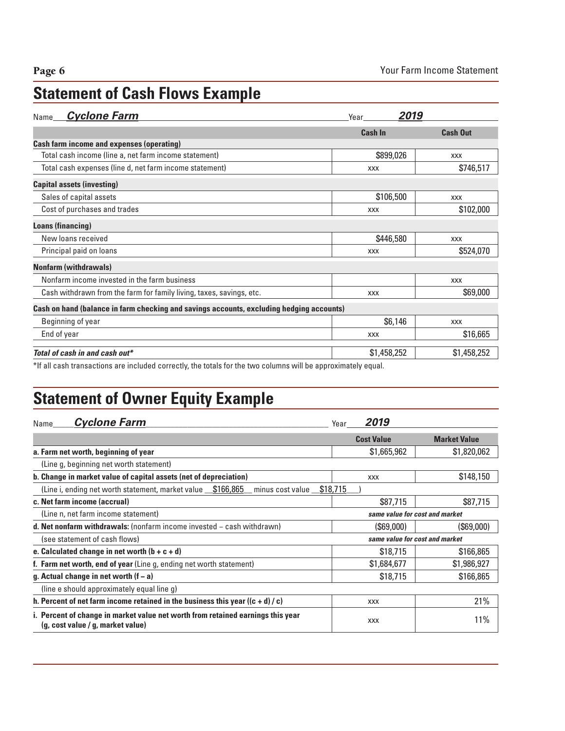## Statement of Cash Flows Example

Name ***Cyclone Farm*** Year ***2019***

| | Cash In | Cash Out |
|---|---|---|
| **Cash farm income and expenses (operating)** | | |
| Total cash income (line a, net farm income statement) | $899,026 | XXX |
| Total cash expenses (line d, net farm income statement) | XXX | $746,517 |
| **Capital assets (investing)** | | |
| Sales of capital assets | $106,500 | XXX |
| Cost of purchases and trades | XXX | $102,000 |
| **Loans (financing)** | | |
| New loans received | $446,580 | XXX |
| Principal paid on loans | XXX | $524,070 |
| **Nonfarm (withdrawals)** | | |
| Nonfarm income invested in the farm business | | XXX |
| Cash withdrawn from the farm for family living, taxes, savings, etc. | XXX | $69,000 |
| **Cash on hand (balance in farm checking and savings accounts, excluding hedging accounts)** | | |
| Beginning of year | $6,146 | XXX |
| End of year | XXX | $16,665 |
| ***Total of cash in and cash out**** | $1,458,252 | $1,458,252 |

*If all cash transactions are included correctly, the totals for the two columns will be approximately equal.

## Statement of Owner Equity Example

Name ***Cyclone Farm*** Year ***2019***

| | Cost Value | Market Value |
|---|---|---|
| **a. Farm net worth, beginning of year** | $1,665,962 | $1,820,062 |
| (Line g, beginning net worth statement) | | |
| **b. Change in market value of capital assets (net of depreciation)** | XXX | $148,150 |
| (Line i, ending net worth statement, market value $166,865 minus cost value $18,715) | | |
| **c. Net farm income (accrual)** | $87,715 | $87,715 |
| (Line n, net farm income statement) | *same value for cost and market* | |
| **d. Net nonfarm withdrawals:** (nonfarm income invested – cash withdrawn) | ($69,000) | ($69,000) |
| (see statement of cash flows) | *same value for cost and market* | |
| **e. Calculated change in net worth (b + c + d)** | $18,715 | $166,865 |
| **f. Farm net worth, end of year** (Line g, ending net worth statement) | $1,684,677 | $1,986,927 |
| **g. Actual change in net worth (f – a)** | $18,715 | $166,865 |
| (line e should approximately equal line g) | | |
| **h. Percent of net farm income retained in the business this year ((c + d) / c)** | XXX | 21% |
| **i. Percent of change in market value net worth from retained earnings this year (g, cost value / g, market value)** | XXX | 11% |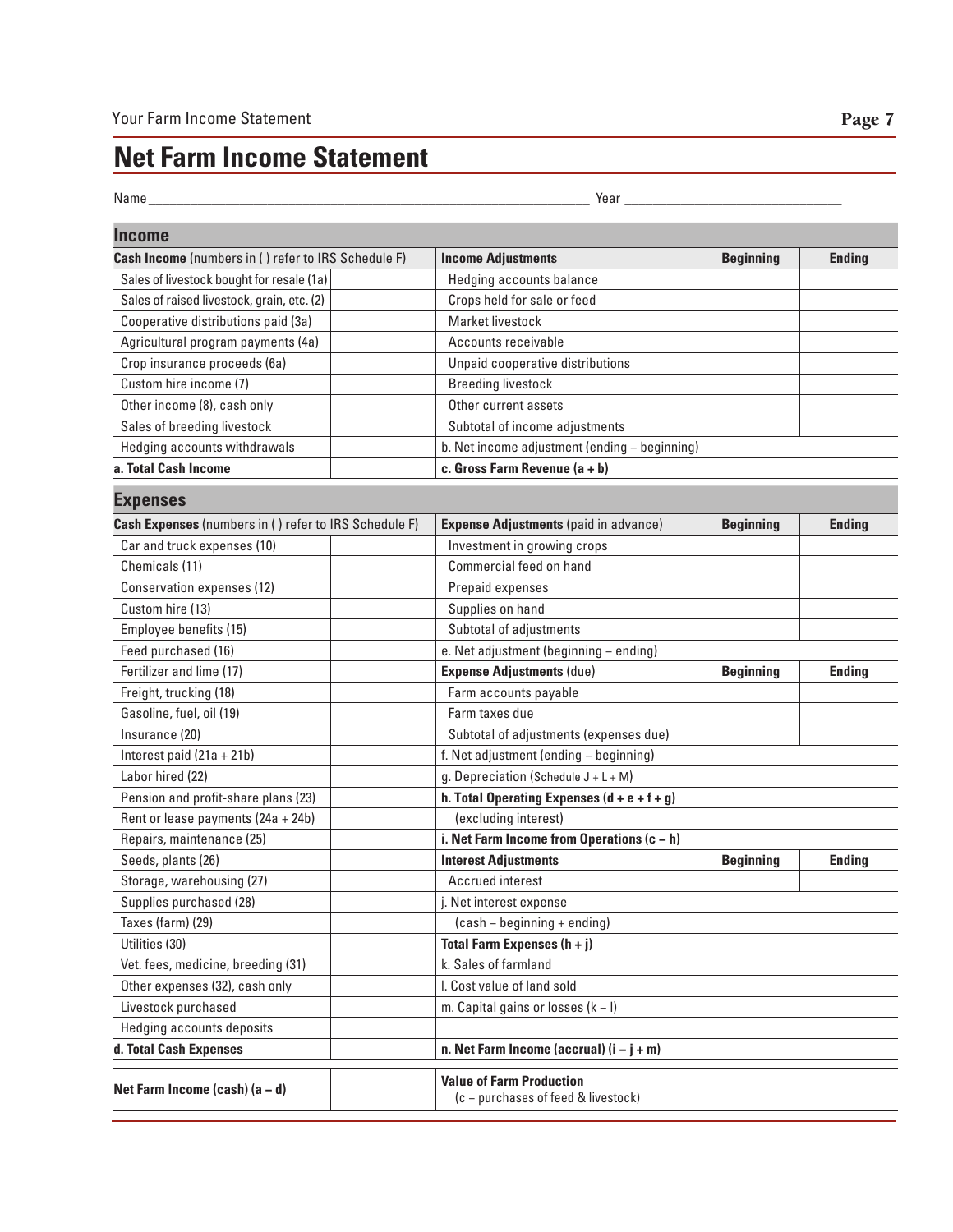# Net Farm Income Statement

Name ______________________________ Year ______________

## Income

| Cash Income (numbers in ( ) refer to IRS Schedule F) | | Income Adjustments | Beginning | Ending |
|---|---|---|---|---|
| Sales of livestock bought for resale (1a) | | Hedging accounts balance | | |
| Sales of raised livestock, grain, etc. (2) | | Crops held for sale or feed | | |
| Cooperative distributions paid (3a) | | Market livestock | | |
| Agricultural program payments (4a) | | Accounts receivable | | |
| Crop insurance proceeds (6a) | | Unpaid cooperative distributions | | |
| Custom hire income (7) | | Breeding livestock | | |
| Other income (8), cash only | | Other current assets | | |
| Sales of breeding livestock | | Subtotal of income adjustments | | |
| Hedging accounts withdrawals | | b. Net income adjustment (ending – beginning) | | |
| **a. Total Cash Income** | | **c. Gross Farm Revenue (a + b)** | | |

## Expenses

| Cash Expenses (numbers in ( ) refer to IRS Schedule F) | | Expense Adjustments (paid in advance) | Beginning | Ending |
|---|---|---|---|---|
| Car and truck expenses (10) | | Investment in growing crops | | |
| Chemicals (11) | | Commercial feed on hand | | |
| Conservation expenses (12) | | Prepaid expenses | | |
| Custom hire (13) | | Supplies on hand | | |
| Employee benefits (15) | | Subtotal of adjustments | | |
| Feed purchased (16) | | e. Net adjustment (beginning – ending) | | |
| Fertilizer and lime (17) | | **Expense Adjustments** (due) | **Beginning** | **Ending** |
| Freight, trucking (18) | | Farm accounts payable | | |
| Gasoline, fuel, oil (19) | | Farm taxes due | | |
| Insurance (20) | | Subtotal of adjustments (expenses due) | | |
| Interest paid (21a + 21b) | | f. Net adjustment (ending – beginning) | | |
| Labor hired (22) | | g. Depreciation (Schedule J + L + M) | | |
| Pension and profit-share plans (23) | | **h. Total Operating Expenses (d + e + f + g)** | | |
| Rent or lease payments (24a + 24b) | | (excluding interest) | | |
| Repairs, maintenance (25) | | **i. Net Farm Income from Operations (c – h)** | | |
| Seeds, plants (26) | | **Interest Adjustments** | **Beginning** | **Ending** |
| Storage, warehousing (27) | | Accrued interest | | |
| Supplies purchased (28) | | j. Net interest expense | | |
| Taxes (farm) (29) | | (cash – beginning + ending) | | |
| Utilities (30) | | **Total Farm Expenses (h + j)** | | |
| Vet. fees, medicine, breeding (31) | | k. Sales of farmland | | |
| Other expenses (32), cash only | | l. Cost value of land sold | | |
| Livestock purchased | | m. Capital gains or losses (k – l) | | |
| Hedging accounts deposits | | | | |
| **d. Total Cash Expenses** | | **n. Net Farm Income (accrual) (i – j + m)** | | |
| **Net Farm Income (cash) (a – d)** | | **Value of Farm Production** (c – purchases of feed & livestock) | | |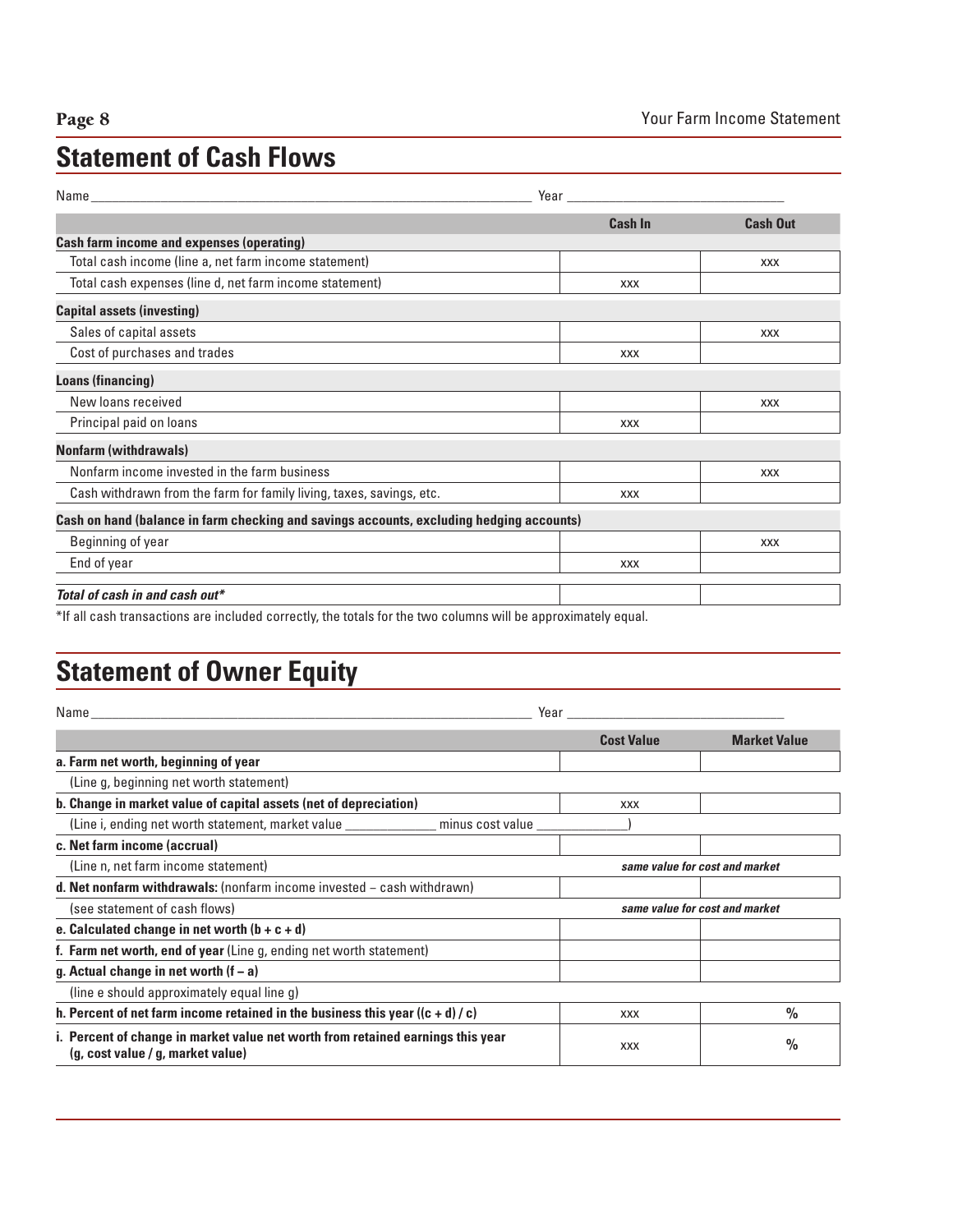## Statement of Cash Flows

Name ______________________________________________ Year ______________________

| | Cash In | Cash Out |
|---|---|---|
| **Cash farm income and expenses (operating)** | | |
| Total cash income (line a, net farm income statement) | | XXX |
| Total cash expenses (line d, net farm income statement) | XXX | |
| **Capital assets (investing)** | | |
| Sales of capital assets | | XXX |
| Cost of purchases and trades | XXX | |
| **Loans (financing)** | | |
| New loans received | | XXX |
| Principal paid on loans | XXX | |
| **Nonfarm (withdrawals)** | | |
| Nonfarm income invested in the farm business | | XXX |
| Cash withdrawn from the farm for family living, taxes, savings, etc. | XXX | |
| **Cash on hand (balance in farm checking and savings accounts, excluding hedging accounts)** | | |
| Beginning of year | | XXX |
| End of year | XXX | |
| ***Total of cash in and cash out**** | | |

*If all cash transactions are included correctly, the totals for the two columns will be approximately equal.

## Statement of Owner Equity

Name ______________________________________________ Year ______________________

| | Cost Value | Market Value |
|---|---|---|
| **a. Farm net worth, beginning of year** | | |
| (Line g, beginning net worth statement) | | |
| **b. Change in market value of capital assets (net of depreciation)** | XXX | |
| (Line i, ending net worth statement, market value ____________ minus cost value ____________) | | |
| **c. Net farm income (accrual)** | | |
| (Line n, net farm income statement) | *same value for cost and market* | |
| **d. Net nonfarm withdrawals:** (nonfarm income invested – cash withdrawn) | | |
| (see statement of cash flows) | *same value for cost and market* | |
| **e. Calculated change in net worth (b + c + d)** | | |
| **f. Farm net worth, end of year** (Line g, ending net worth statement) | | |
| **g. Actual change in net worth (f – a)** | | |
| (line e should approximately equal line g) | | |
| **h. Percent of net farm income retained in the business this year ((c + d) / c)** | XXX | % |
| **i. Percent of change in market value net worth from retained earnings this year (g, cost value / g, market value)** | XXX | % |